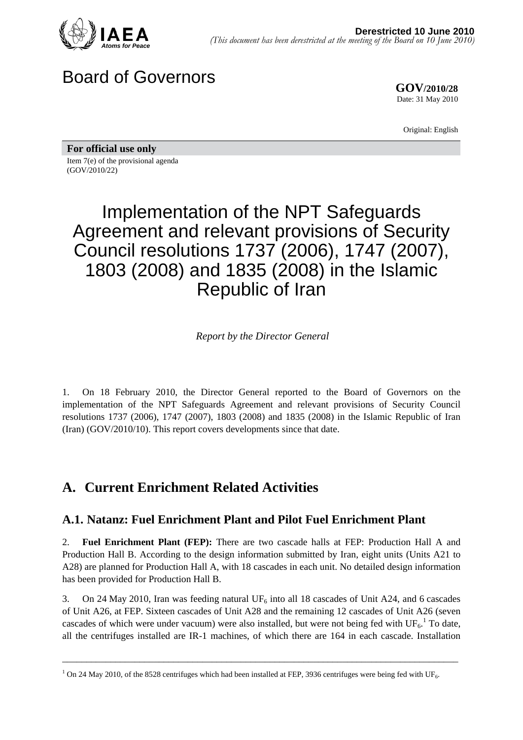**Derestricted 10 June 2010**
*(This document has been derestricted at the meeting of the Board on 10 June 2010)*

# Board of Governors

**GOV/2010/28**
Date: 31 May 2010

Original: English

**For official use only**
Item 7(e) of the provisional agenda
(GOV/2010/22)

# Implementation of the NPT Safeguards Agreement and relevant provisions of Security Council resolutions 1737 (2006), 1747 (2007), 1803 (2008) and 1835 (2008) in the Islamic Republic of Iran

*Report by the Director General*

1. On 18 February 2010, the Director General reported to the Board of Governors on the implementation of the NPT Safeguards Agreement and relevant provisions of Security Council resolutions 1737 (2006), 1747 (2007), 1803 (2008) and 1835 (2008) in the Islamic Republic of Iran (Iran) (GOV/2010/10). This report covers developments since that date.

## A. Current Enrichment Related Activities

### A.1. Natanz: Fuel Enrichment Plant and Pilot Fuel Enrichment Plant

2. **Fuel Enrichment Plant (FEP):** There are two cascade halls at FEP: Production Hall A and Production Hall B. According to the design information submitted by Iran, eight units (Units A21 to A28) are planned for Production Hall A, with 18 cascades in each unit. No detailed design information has been provided for Production Hall B.

3. On 24 May 2010, Iran was feeding natural $UF_6$ into all 18 cascades of Unit A24, and 6 cascades of Unit A26, at FEP. Sixteen cascades of Unit A28 and the remaining 12 cascades of Unit A26 (seven cascades of which were under vacuum) were also installed, but were not being fed with $UF_6$.[1] To date, all the centrifuges installed are IR-1 machines, of which there are 164 in each cascade. Installation

[1] On 24 May 2010, of the 8528 centrifuges which had been installed at FEP, 3936 centrifuges were being fed with $UF_6$.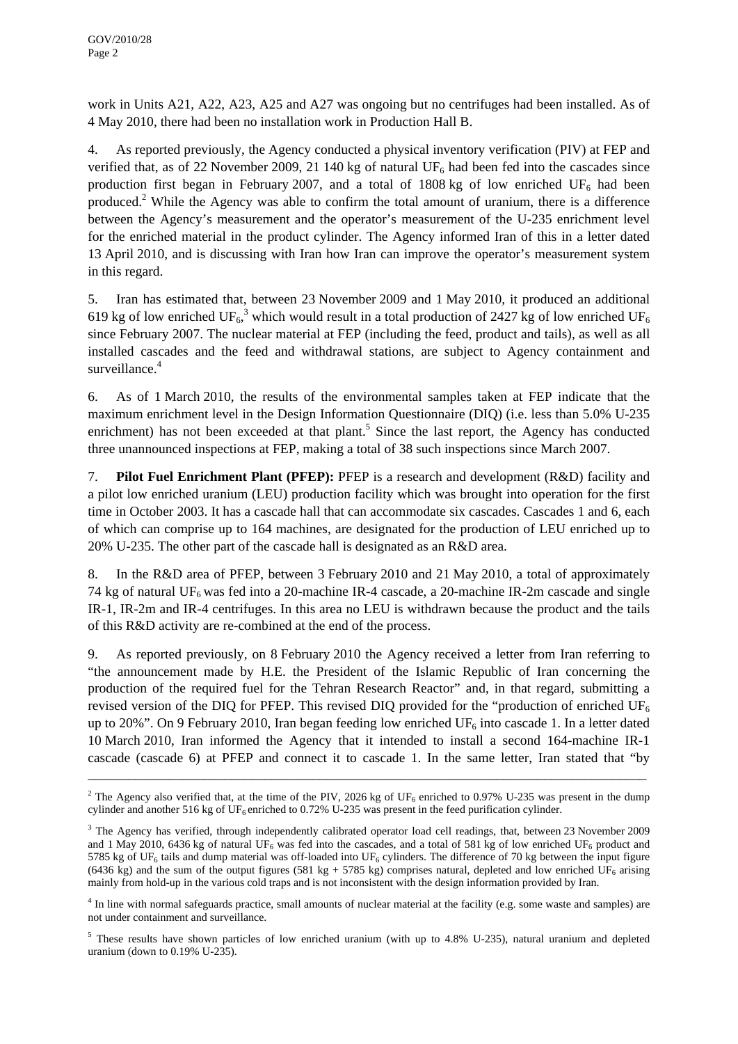work in Units A21, A22, A23, A25 and A27 was ongoing but no centrifuges had been installed. As of 4 May 2010, there had been no installation work in Production Hall B.

4. As reported previously, the Agency conducted a physical inventory verification (PIV) at FEP and verified that, as of 22 November 2009, 21 140 kg of natural $UF_6$ had been fed into the cascades since production first began in February 2007, and a total of 1808 kg of low enriched $UF_6$ had been produced.[2] While the Agency was able to confirm the total amount of uranium, there is a difference between the Agency's measurement and the operator's measurement of the U-235 enrichment level for the enriched material in the product cylinder. The Agency informed Iran of this in a letter dated 13 April 2010, and is discussing with Iran how Iran can improve the operator's measurement system in this regard.

5. Iran has estimated that, between 23 November 2009 and 1 May 2010, it produced an additional 619 kg of low enriched $UF_6$,[3] which would result in a total production of 2427 kg of low enriched $UF_6$ since February 2007. The nuclear material at FEP (including the feed, product and tails), as well as all installed cascades and the feed and withdrawal stations, are subject to Agency containment and surveillance.[4]

6. As of 1 March 2010, the results of the environmental samples taken at FEP indicate that the maximum enrichment level in the Design Information Questionnaire (DIQ) (i.e. less than 5.0% U-235 enrichment) has not been exceeded at that plant.[5] Since the last report, the Agency has conducted three unannounced inspections at FEP, making a total of 38 such inspections since March 2007.

7. **Pilot Fuel Enrichment Plant (PFEP):** PFEP is a research and development (R&D) facility and a pilot low enriched uranium (LEU) production facility which was brought into operation for the first time in October 2003. It has a cascade hall that can accommodate six cascades. Cascades 1 and 6, each of which can comprise up to 164 machines, are designated for the production of LEU enriched up to 20% U-235. The other part of the cascade hall is designated as an R&D area.

8. In the R&D area of PFEP, between 3 February 2010 and 21 May 2010, a total of approximately 74 kg of natural $UF_6$ was fed into a 20-machine IR-4 cascade, a 20-machine IR-2m cascade and single IR-1, IR-2m and IR-4 centrifuges. In this area no LEU is withdrawn because the product and the tails of this R&D activity are re-combined at the end of the process.

9. As reported previously, on 8 February 2010 the Agency received a letter from Iran referring to "the announcement made by H.E. the President of the Islamic Republic of Iran concerning the production of the required fuel for the Tehran Research Reactor" and, in that regard, submitting a revised version of the DIQ for PFEP. This revised DIQ provided for the "production of enriched $UF_6$ up to 20%". On 9 February 2010, Iran began feeding low enriched $UF_6$ into cascade 1. In a letter dated 10 March 2010, Iran informed the Agency that it intended to install a second 164-machine IR-1 cascade (cascade 6) at PFEP and connect it to cascade 1. In the same letter, Iran stated that "by

---

[2] The Agency also verified that, at the time of the PIV, 2026 kg of $UF_6$ enriched to 0.97% U-235 was present in the dump cylinder and another 516 kg of $UF_6$ enriched to 0.72% U-235 was present in the feed purification cylinder.

[3] The Agency has verified, through independently calibrated operator load cell readings, that, between 23 November 2009 and 1 May 2010, 6436 kg of natural $UF_6$ was fed into the cascades, and a total of 581 kg of low enriched $UF_6$ product and 5785 kg of $UF_6$ tails and dump material was off-loaded into $UF_6$ cylinders. The difference of 70 kg between the input figure (6436 kg) and the sum of the output figures (581 kg + 5785 kg) comprises natural, depleted and low enriched $UF_6$ arising mainly from hold-up in the various cold traps and is not inconsistent with the design information provided by Iran.

[4] In line with normal safeguards practice, small amounts of nuclear material at the facility (e.g. some waste and samples) are not under containment and surveillance.

[5] These results have shown particles of low enriched uranium (with up to 4.8% U-235), natural uranium and depleted uranium (down to 0.19% U-235).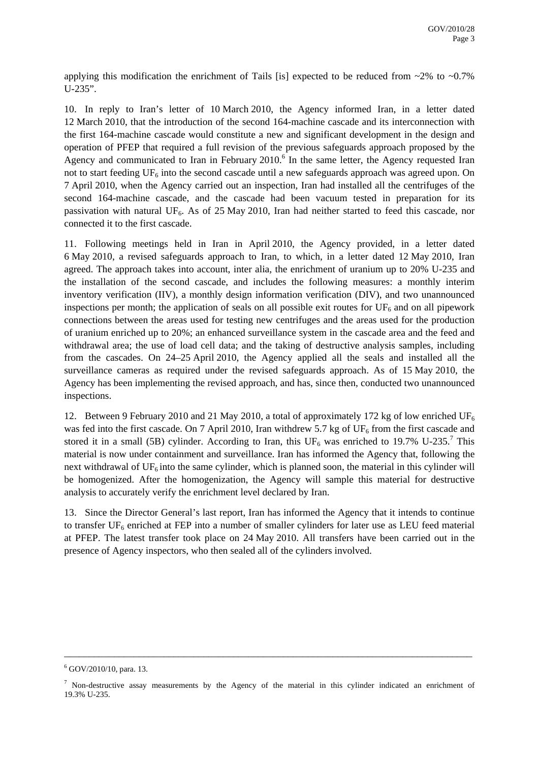applying this modification the enrichment of Tails [is] expected to be reduced from ~2% to ~0.7% U-235".

10. In reply to Iran's letter of 10 March 2010, the Agency informed Iran, in a letter dated 12 March 2010, that the introduction of the second 164-machine cascade and its interconnection with the first 164-machine cascade would constitute a new and significant development in the design and operation of PFEP that required a full revision of the previous safeguards approach proposed by the Agency and communicated to Iran in February 2010.[6] In the same letter, the Agency requested Iran not to start feeding $UF_6$ into the second cascade until a new safeguards approach was agreed upon. On 7 April 2010, when the Agency carried out an inspection, Iran had installed all the centrifuges of the second 164-machine cascade, and the cascade had been vacuum tested in preparation for its passivation with natural $UF_6$. As of 25 May 2010, Iran had neither started to feed this cascade, nor connected it to the first cascade.

11. Following meetings held in Iran in April 2010, the Agency provided, in a letter dated 6 May 2010, a revised safeguards approach to Iran, to which, in a letter dated 12 May 2010, Iran agreed. The approach takes into account, inter alia, the enrichment of uranium up to 20% U-235 and the installation of the second cascade, and includes the following measures: a monthly interim inventory verification (IIV), a monthly design information verification (DIV), and two unannounced inspections per month; the application of seals on all possible exit routes for $UF_6$ and on all pipework connections between the areas used for testing new centrifuges and the areas used for the production of uranium enriched up to 20%; an enhanced surveillance system in the cascade area and the feed and withdrawal area; the use of load cell data; and the taking of destructive analysis samples, including from the cascades. On 24–25 April 2010, the Agency applied all the seals and installed all the surveillance cameras as required under the revised safeguards approach. As of 15 May 2010, the Agency has been implementing the revised approach, and has, since then, conducted two unannounced inspections.

12. Between 9 February 2010 and 21 May 2010, a total of approximately 172 kg of low enriched $UF_6$ was fed into the first cascade. On 7 April 2010, Iran withdrew 5.7 kg of $UF_6$ from the first cascade and stored it in a small (5B) cylinder. According to Iran, this $UF_6$ was enriched to 19.7% U-235.[7] This material is now under containment and surveillance. Iran has informed the Agency that, following the next withdrawal of $UF_6$ into the same cylinder, which is planned soon, the material in this cylinder will be homogenized. After the homogenization, the Agency will sample this material for destructive analysis to accurately verify the enrichment level declared by Iran.

13. Since the Director General's last report, Iran has informed the Agency that it intends to continue to transfer $UF_6$ enriched at FEP into a number of smaller cylinders for later use as LEU feed material at PFEP. The latest transfer took place on 24 May 2010. All transfers have been carried out in the presence of Agency inspectors, who then sealed all of the cylinders involved.

---

[6] GOV/2010/10, para. 13.

[7] Non-destructive assay measurements by the Agency of the material in this cylinder indicated an enrichment of 19.3% U-235.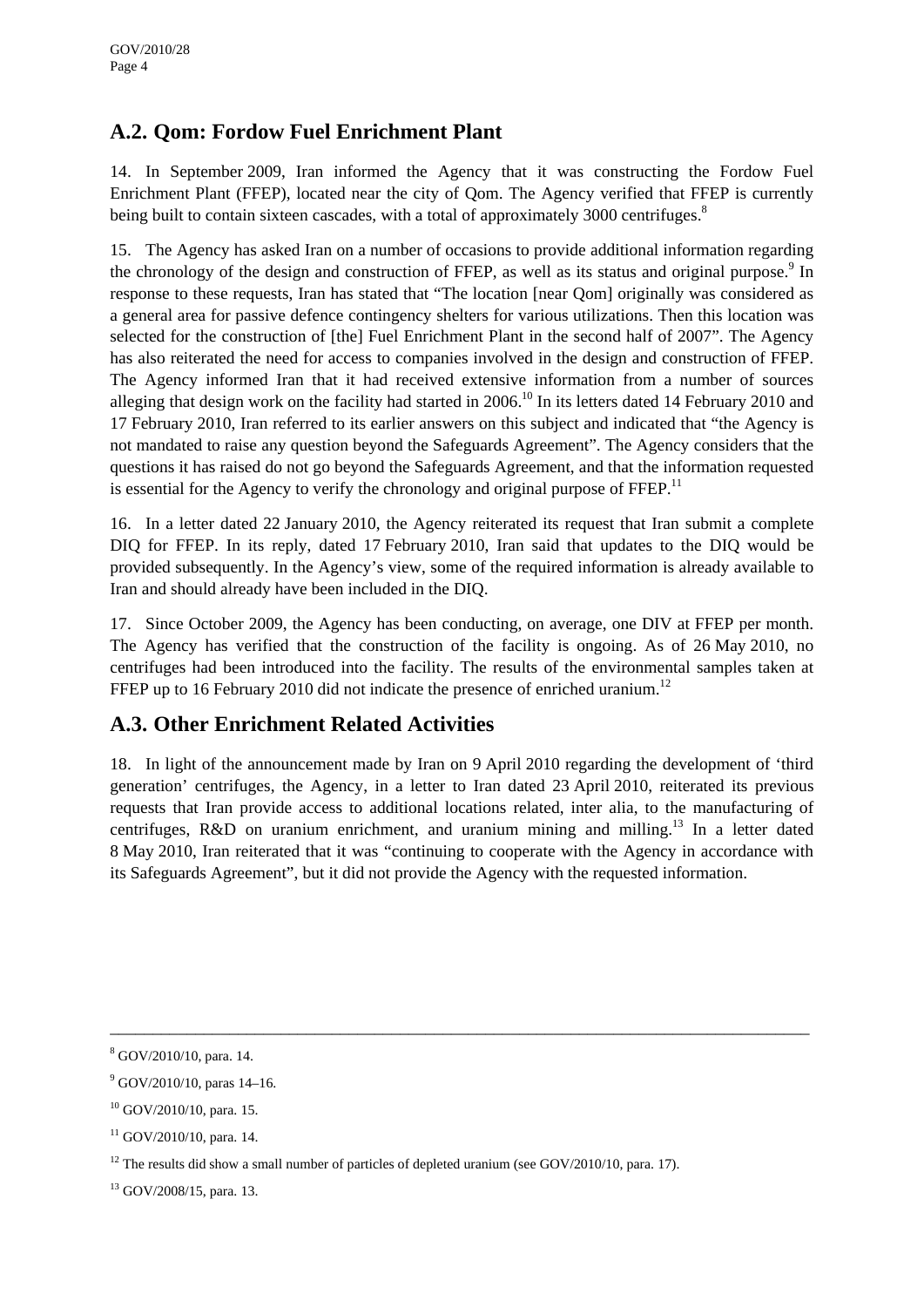## A.2. Qom: Fordow Fuel Enrichment Plant

14. In September 2009, Iran informed the Agency that it was constructing the Fordow Fuel Enrichment Plant (FFEP), located near the city of Qom. The Agency verified that FFEP is currently being built to contain sixteen cascades, with a total of approximately 3000 centrifuges.[8]

15. The Agency has asked Iran on a number of occasions to provide additional information regarding the chronology of the design and construction of FFEP, as well as its status and original purpose.[9] In response to these requests, Iran has stated that "The location [near Qom] originally was considered as a general area for passive defence contingency shelters for various utilizations. Then this location was selected for the construction of [the] Fuel Enrichment Plant in the second half of 2007". The Agency has also reiterated the need for access to companies involved in the design and construction of FFEP. The Agency informed Iran that it had received extensive information from a number of sources alleging that design work on the facility had started in 2006.[10] In its letters dated 14 February 2010 and 17 February 2010, Iran referred to its earlier answers on this subject and indicated that "the Agency is not mandated to raise any question beyond the Safeguards Agreement". The Agency considers that the questions it has raised do not go beyond the Safeguards Agreement, and that the information requested is essential for the Agency to verify the chronology and original purpose of FFEP.[11]

16. In a letter dated 22 January 2010, the Agency reiterated its request that Iran submit a complete DIQ for FFEP. In its reply, dated 17 February 2010, Iran said that updates to the DIQ would be provided subsequently. In the Agency's view, some of the required information is already available to Iran and should already have been included in the DIQ.

17. Since October 2009, the Agency has been conducting, on average, one DIV at FFEP per month. The Agency has verified that the construction of the facility is ongoing. As of 26 May 2010, no centrifuges had been introduced into the facility. The results of the environmental samples taken at FFEP up to 16 February 2010 did not indicate the presence of enriched uranium.[12]

## A.3. Other Enrichment Related Activities

18. In light of the announcement made by Iran on 9 April 2010 regarding the development of 'third generation' centrifuges, the Agency, in a letter to Iran dated 23 April 2010, reiterated its previous requests that Iran provide access to additional locations related, inter alia, to the manufacturing of centrifuges, R&D on uranium enrichment, and uranium mining and milling.[13] In a letter dated 8 May 2010, Iran reiterated that it was "continuing to cooperate with the Agency in accordance with its Safeguards Agreement", but it did not provide the Agency with the requested information.

---

[8] GOV/2010/10, para. 14.

[9] GOV/2010/10, paras 14–16.

[10] GOV/2010/10, para. 15.

[11] GOV/2010/10, para. 14.

[12] The results did show a small number of particles of depleted uranium (see GOV/2010/10, para. 17).

[13] GOV/2008/15, para. 13.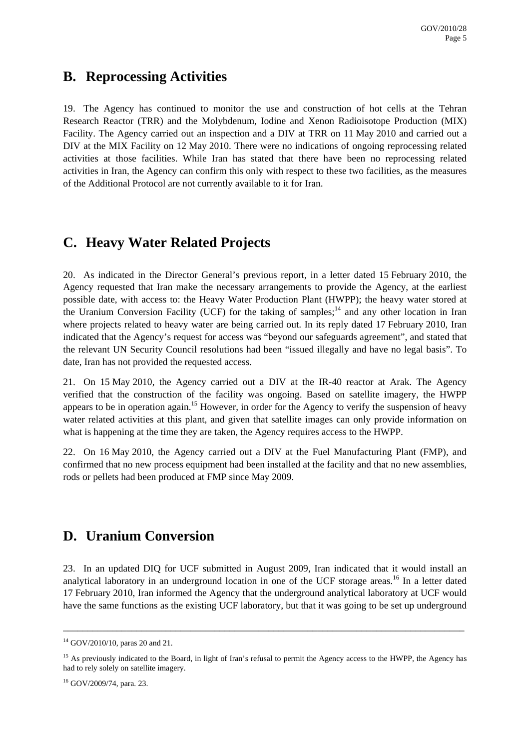## B. Reprocessing Activities

19. The Agency has continued to monitor the use and construction of hot cells at the Tehran Research Reactor (TRR) and the Molybdenum, Iodine and Xenon Radioisotope Production (MIX) Facility. The Agency carried out an inspection and a DIV at TRR on 11 May 2010 and carried out a DIV at the MIX Facility on 12 May 2010. There were no indications of ongoing reprocessing related activities at those facilities. While Iran has stated that there have been no reprocessing related activities in Iran, the Agency can confirm this only with respect to these two facilities, as the measures of the Additional Protocol are not currently available to it for Iran.

## C. Heavy Water Related Projects

20. As indicated in the Director General's previous report, in a letter dated 15 February 2010, the Agency requested that Iran make the necessary arrangements to provide the Agency, at the earliest possible date, with access to: the Heavy Water Production Plant (HWPP); the heavy water stored at the Uranium Conversion Facility (UCF) for the taking of samples;[14] and any other location in Iran where projects related to heavy water are being carried out. In its reply dated 17 February 2010, Iran indicated that the Agency's request for access was "beyond our safeguards agreement", and stated that the relevant UN Security Council resolutions had been "issued illegally and have no legal basis". To date, Iran has not provided the requested access.

21. On 15 May 2010, the Agency carried out a DIV at the IR-40 reactor at Arak. The Agency verified that the construction of the facility was ongoing. Based on satellite imagery, the HWPP appears to be in operation again.[15] However, in order for the Agency to verify the suspension of heavy water related activities at this plant, and given that satellite images can only provide information on what is happening at the time they are taken, the Agency requires access to the HWPP.

22. On 16 May 2010, the Agency carried out a DIV at the Fuel Manufacturing Plant (FMP), and confirmed that no new process equipment had been installed at the facility and that no new assemblies, rods or pellets had been produced at FMP since May 2009.

## D. Uranium Conversion

23. In an updated DIQ for UCF submitted in August 2009, Iran indicated that it would install an analytical laboratory in an underground location in one of the UCF storage areas.[16] In a letter dated 17 February 2010, Iran informed the Agency that the underground analytical laboratory at UCF would have the same functions as the existing UCF laboratory, but that it was going to be set up underground

---

[14] GOV/2010/10, paras 20 and 21.

[15] As previously indicated to the Board, in light of Iran's refusal to permit the Agency access to the HWPP, the Agency has had to rely solely on satellite imagery.

[16] GOV/2009/74, para. 23.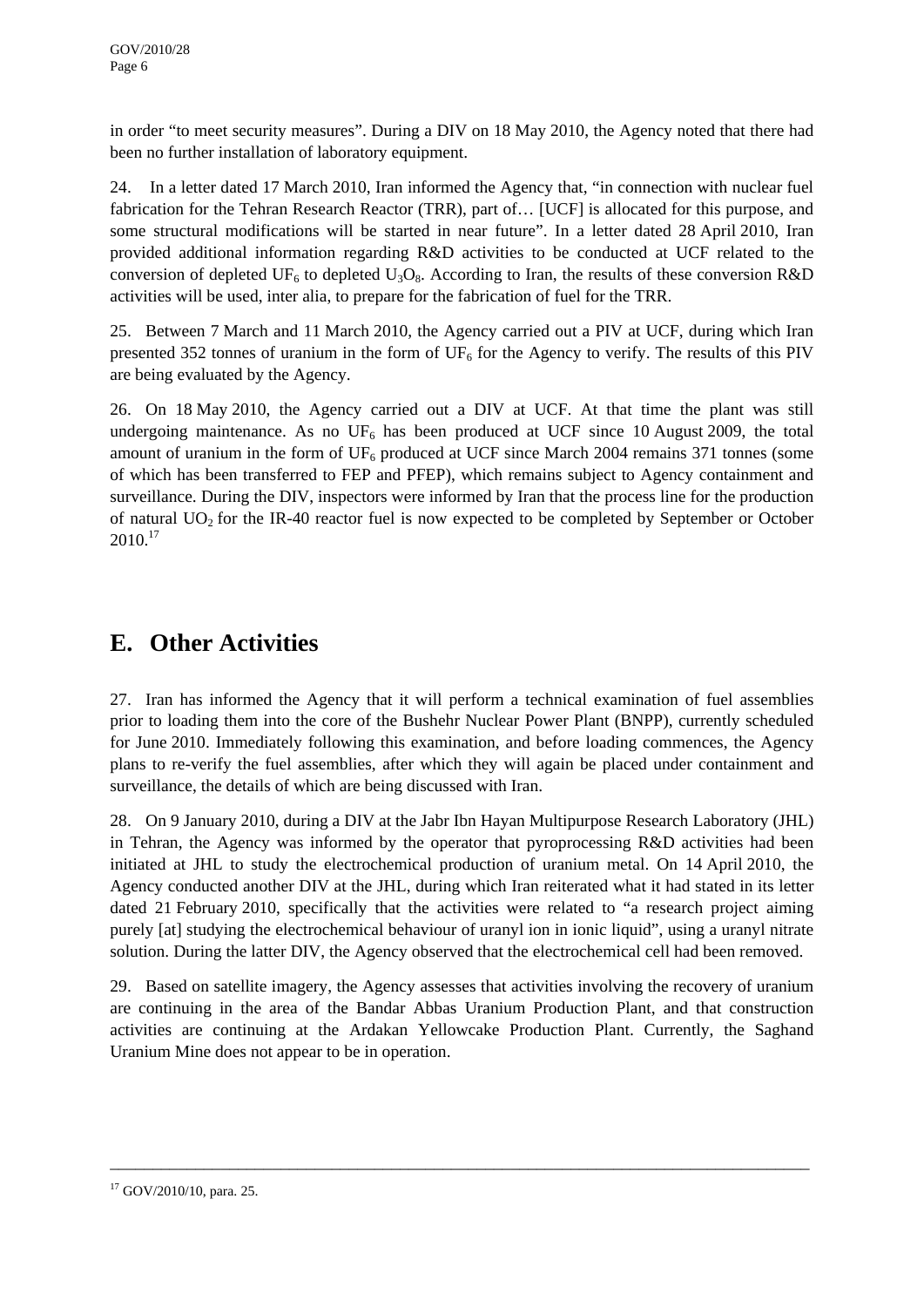in order "to meet security measures". During a DIV on 18 May 2010, the Agency noted that there had been no further installation of laboratory equipment.

24. In a letter dated 17 March 2010, Iran informed the Agency that, "in connection with nuclear fuel fabrication for the Tehran Research Reactor (TRR), part of… [UCF] is allocated for this purpose, and some structural modifications will be started in near future". In a letter dated 28 April 2010, Iran provided additional information regarding R&D activities to be conducted at UCF related to the conversion of depleted $UF_6$ to depleted $U_3O_8$. According to Iran, the results of these conversion R&D activities will be used, inter alia, to prepare for the fabrication of fuel for the TRR.

25. Between 7 March and 11 March 2010, the Agency carried out a PIV at UCF, during which Iran presented 352 tonnes of uranium in the form of $UF_6$ for the Agency to verify. The results of this PIV are being evaluated by the Agency.

26. On 18 May 2010, the Agency carried out a DIV at UCF. At that time the plant was still undergoing maintenance. As no $UF_6$ has been produced at UCF since 10 August 2009, the total amount of uranium in the form of $UF_6$ produced at UCF since March 2004 remains 371 tonnes (some of which has been transferred to FEP and PFEP), which remains subject to Agency containment and surveillance. During the DIV, inspectors were informed by Iran that the process line for the production of natural $UO_2$ for the IR-40 reactor fuel is now expected to be completed by September or October 2010.[17]

# E. Other Activities

27. Iran has informed the Agency that it will perform a technical examination of fuel assemblies prior to loading them into the core of the Bushehr Nuclear Power Plant (BNPP), currently scheduled for June 2010. Immediately following this examination, and before loading commences, the Agency plans to re-verify the fuel assemblies, after which they will again be placed under containment and surveillance, the details of which are being discussed with Iran.

28. On 9 January 2010, during a DIV at the Jabr Ibn Hayan Multipurpose Research Laboratory (JHL) in Tehran, the Agency was informed by the operator that pyroprocessing R&D activities had been initiated at JHL to study the electrochemical production of uranium metal. On 14 April 2010, the Agency conducted another DIV at the JHL, during which Iran reiterated what it had stated in its letter dated 21 February 2010, specifically that the activities were related to "a research project aiming purely [at] studying the electrochemical behaviour of uranyl ion in ionic liquid", using a uranyl nitrate solution. During the latter DIV, the Agency observed that the electrochemical cell had been removed.

29. Based on satellite imagery, the Agency assesses that activities involving the recovery of uranium are continuing in the area of the Bandar Abbas Uranium Production Plant, and that construction activities are continuing at the Ardakan Yellowcake Production Plant. Currently, the Saghand Uranium Mine does not appear to be in operation.

---

[17] GOV/2010/10, para. 25.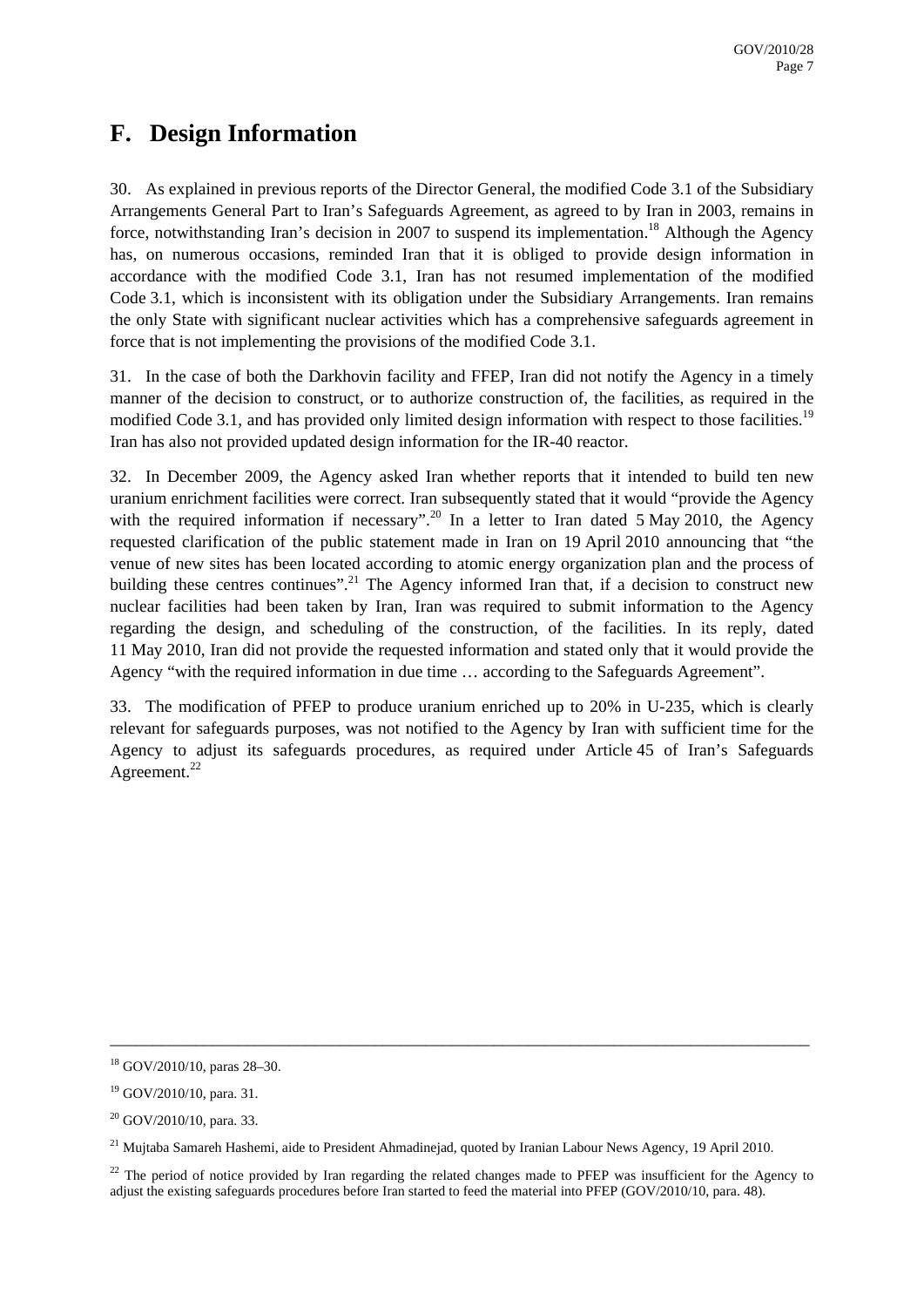# F. Design Information

30. As explained in previous reports of the Director General, the modified Code 3.1 of the Subsidiary Arrangements General Part to Iran's Safeguards Agreement, as agreed to by Iran in 2003, remains in force, notwithstanding Iran's decision in 2007 to suspend its implementation.[18] Although the Agency has, on numerous occasions, reminded Iran that it is obliged to provide design information in accordance with the modified Code 3.1, Iran has not resumed implementation of the modified Code 3.1, which is inconsistent with its obligation under the Subsidiary Arrangements. Iran remains the only State with significant nuclear activities which has a comprehensive safeguards agreement in force that is not implementing the provisions of the modified Code 3.1.

31. In the case of both the Darkhovin facility and FFEP, Iran did not notify the Agency in a timely manner of the decision to construct, or to authorize construction of, the facilities, as required in the modified Code 3.1, and has provided only limited design information with respect to those facilities.[19] Iran has also not provided updated design information for the IR-40 reactor.

32. In December 2009, the Agency asked Iran whether reports that it intended to build ten new uranium enrichment facilities were correct. Iran subsequently stated that it would "provide the Agency with the required information if necessary".[20] In a letter to Iran dated 5 May 2010, the Agency requested clarification of the public statement made in Iran on 19 April 2010 announcing that "the venue of new sites has been located according to atomic energy organization plan and the process of building these centres continues".[21] The Agency informed Iran that, if a decision to construct new nuclear facilities had been taken by Iran, Iran was required to submit information to the Agency regarding the design, and scheduling of the construction, of the facilities. In its reply, dated 11 May 2010, Iran did not provide the requested information and stated only that it would provide the Agency "with the required information in due time … according to the Safeguards Agreement".

33. The modification of PFEP to produce uranium enriched up to 20% in U-235, which is clearly relevant for safeguards purposes, was not notified to the Agency by Iran with sufficient time for the Agency to adjust its safeguards procedures, as required under Article 45 of Iran's Safeguards Agreement.[22]

---

[18] GOV/2010/10, paras 28–30.

[19] GOV/2010/10, para. 31.

[20] GOV/2010/10, para. 33.

[21] Mujtaba Samareh Hashemi, aide to President Ahmadinejad, quoted by Iranian Labour News Agency, 19 April 2010.

[22] The period of notice provided by Iran regarding the related changes made to PFEP was insufficient for the Agency to adjust the existing safeguards procedures before Iran started to feed the material into PFEP (GOV/2010/10, para. 48).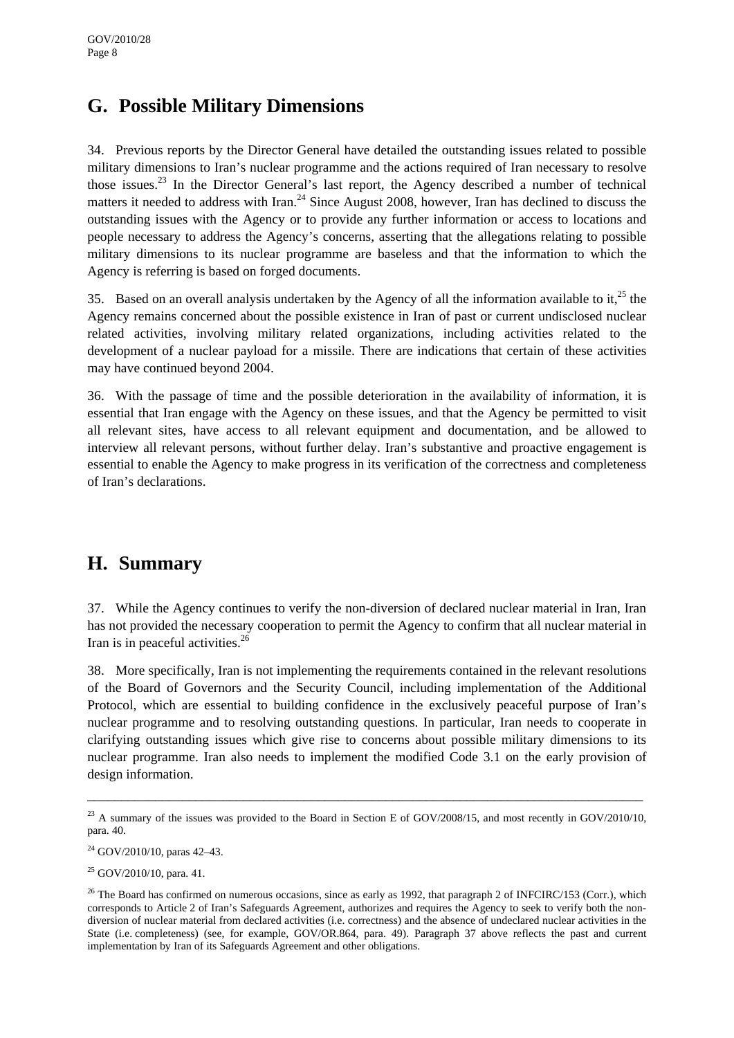## G. Possible Military Dimensions

34. Previous reports by the Director General have detailed the outstanding issues related to possible military dimensions to Iran's nuclear programme and the actions required of Iran necessary to resolve those issues.[23] In the Director General's last report, the Agency described a number of technical matters it needed to address with Iran.[24] Since August 2008, however, Iran has declined to discuss the outstanding issues with the Agency or to provide any further information or access to locations and people necessary to address the Agency's concerns, asserting that the allegations relating to possible military dimensions to its nuclear programme are baseless and that the information to which the Agency is referring is based on forged documents.

35. Based on an overall analysis undertaken by the Agency of all the information available to it,[25] the Agency remains concerned about the possible existence in Iran of past or current undisclosed nuclear related activities, involving military related organizations, including activities related to the development of a nuclear payload for a missile. There are indications that certain of these activities may have continued beyond 2004.

36. With the passage of time and the possible deterioration in the availability of information, it is essential that Iran engage with the Agency on these issues, and that the Agency be permitted to visit all relevant sites, have access to all relevant equipment and documentation, and be allowed to interview all relevant persons, without further delay. Iran's substantive and proactive engagement is essential to enable the Agency to make progress in its verification of the correctness and completeness of Iran's declarations.

## H. Summary

37. While the Agency continues to verify the non-diversion of declared nuclear material in Iran, Iran has not provided the necessary cooperation to permit the Agency to confirm that all nuclear material in Iran is in peaceful activities.[26]

38. More specifically, Iran is not implementing the requirements contained in the relevant resolutions of the Board of Governors and the Security Council, including implementation of the Additional Protocol, which are essential to building confidence in the exclusively peaceful purpose of Iran's nuclear programme and to resolving outstanding questions. In particular, Iran needs to cooperate in clarifying outstanding issues which give rise to concerns about possible military dimensions to its nuclear programme. Iran also needs to implement the modified Code 3.1 on the early provision of design information.

---

[23] A summary of the issues was provided to the Board in Section E of GOV/2008/15, and most recently in GOV/2010/10, para. 40.

[24] GOV/2010/10, paras 42–43.

[25] GOV/2010/10, para. 41.

[26] The Board has confirmed on numerous occasions, since as early as 1992, that paragraph 2 of INFCIRC/153 (Corr.), which corresponds to Article 2 of Iran's Safeguards Agreement, authorizes and requires the Agency to seek to verify both the non-diversion of nuclear material from declared activities (i.e. correctness) and the absence of undeclared nuclear activities in the State (i.e. completeness) (see, for example, GOV/OR.864, para. 49). Paragraph 37 above reflects the past and current implementation by Iran of its Safeguards Agreement and other obligations.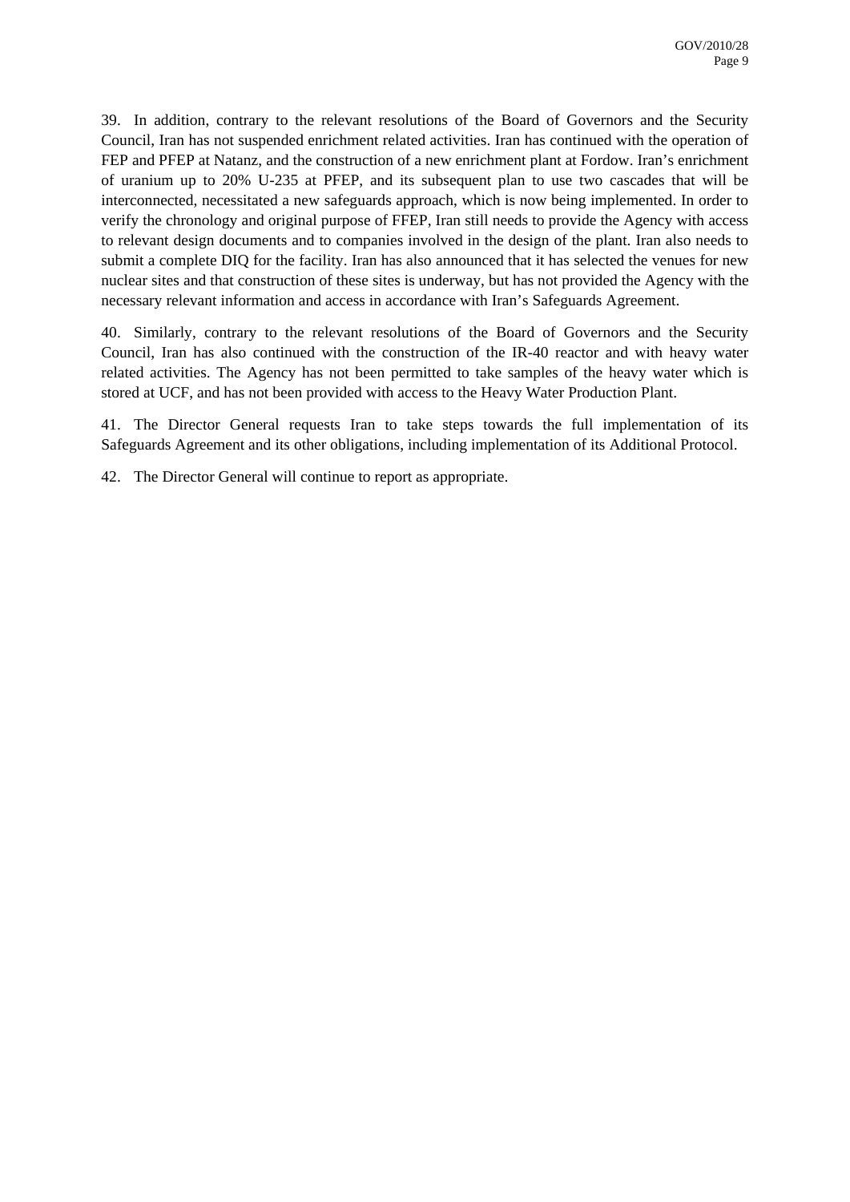39. In addition, contrary to the relevant resolutions of the Board of Governors and the Security Council, Iran has not suspended enrichment related activities. Iran has continued with the operation of FEP and PFEP at Natanz, and the construction of a new enrichment plant at Fordow. Iran's enrichment of uranium up to 20% U-235 at PFEP, and its subsequent plan to use two cascades that will be interconnected, necessitated a new safeguards approach, which is now being implemented. In order to verify the chronology and original purpose of FFEP, Iran still needs to provide the Agency with access to relevant design documents and to companies involved in the design of the plant. Iran also needs to submit a complete DIQ for the facility. Iran has also announced that it has selected the venues for new nuclear sites and that construction of these sites is underway, but has not provided the Agency with the necessary relevant information and access in accordance with Iran's Safeguards Agreement.

40. Similarly, contrary to the relevant resolutions of the Board of Governors and the Security Council, Iran has also continued with the construction of the IR-40 reactor and with heavy water related activities. The Agency has not been permitted to take samples of the heavy water which is stored at UCF, and has not been provided with access to the Heavy Water Production Plant.

41. The Director General requests Iran to take steps towards the full implementation of its Safeguards Agreement and its other obligations, including implementation of its Additional Protocol.

42. The Director General will continue to report as appropriate.